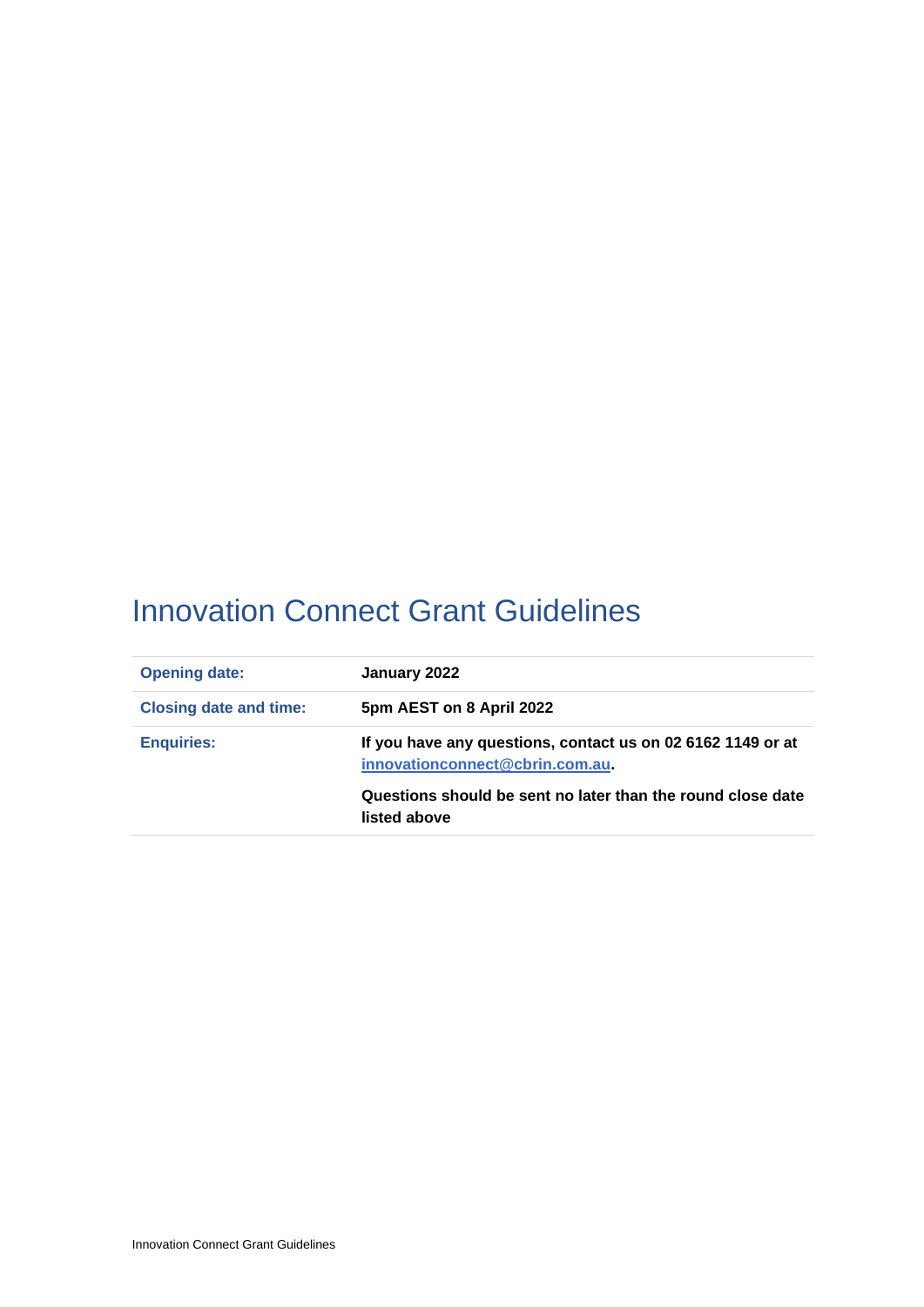# Innovation Connect Grant Guidelines

| | |
|---|---|
| **Opening date:** | **January 2022** |
| **Closing date and time:** | **5pm AEST on 8 April 2022** |
| **Enquiries:** | **If you have any questions, contact us on 02 6162 1149 or at [innovationconnect@cbrin.com.au](mailto:innovationconnect@cbrin.com.au).** <br><br> **Questions should be sent no later than the round close date listed above** |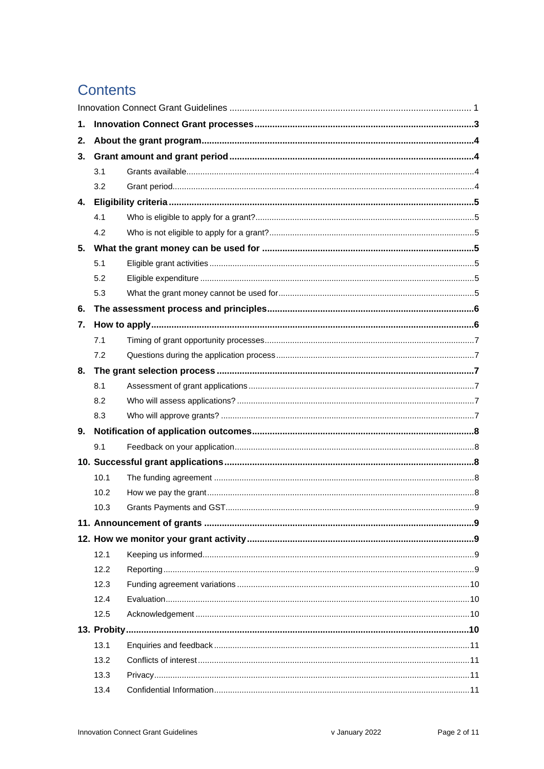# Contents

Innovation Connect Grant Guidelines ........ 1

**1. Innovation Connect Grant processes** ........ **3**

**2. About the grant program** ........ **4**

**3. Grant amount and grant period** ........ **4**

- 3.1 Grants available ........ 4
- 3.2 Grant period ........ 4

**4. Eligibility criteria** ........ **5**

- 4.1 Who is eligible to apply for a grant? ........ 5
- 4.2 Who is not eligible to apply for a grant? ........ 5

**5. What the grant money can be used for** ........ **5**

- 5.1 Eligible grant activities ........ 5
- 5.2 Eligible expenditure ........ 5
- 5.3 What the grant money cannot be used for ........ 5

**6. The assessment process and principles** ........ **6**

**7. How to apply** ........ **6**

- 7.1 Timing of grant opportunity processes ........ 7
- 7.2 Questions during the application process ........ 7

**8. The grant selection process** ........ **7**

- 8.1 Assessment of grant applications ........ 7
- 8.2 Who will assess applications? ........ 7
- 8.3 Who will approve grants? ........ 7

**9. Notification of application outcomes** ........ **8**

- 9.1 Feedback on your application ........ 8

**10. Successful grant applications** ........ **8**

- 10.1 The funding agreement ........ 8
- 10.2 How we pay the grant ........ 8
- 10.3 Grants Payments and GST ........ 9

**11. Announcement of grants** ........ **9**

**12. How we monitor your grant activity** ........ **9**

- 12.1 Keeping us informed ........ 9
- 12.2 Reporting ........ 9
- 12.3 Funding agreement variations ........ 10
- 12.4 Evaluation ........ 10
- 12.5 Acknowledgement ........ 10

**13. Probity** ........ **10**

- 13.1 Enquiries and feedback ........ 11
- 13.2 Conflicts of interest ........ 11
- 13.3 Privacy ........ 11
- 13.4 Confidential Information ........ 11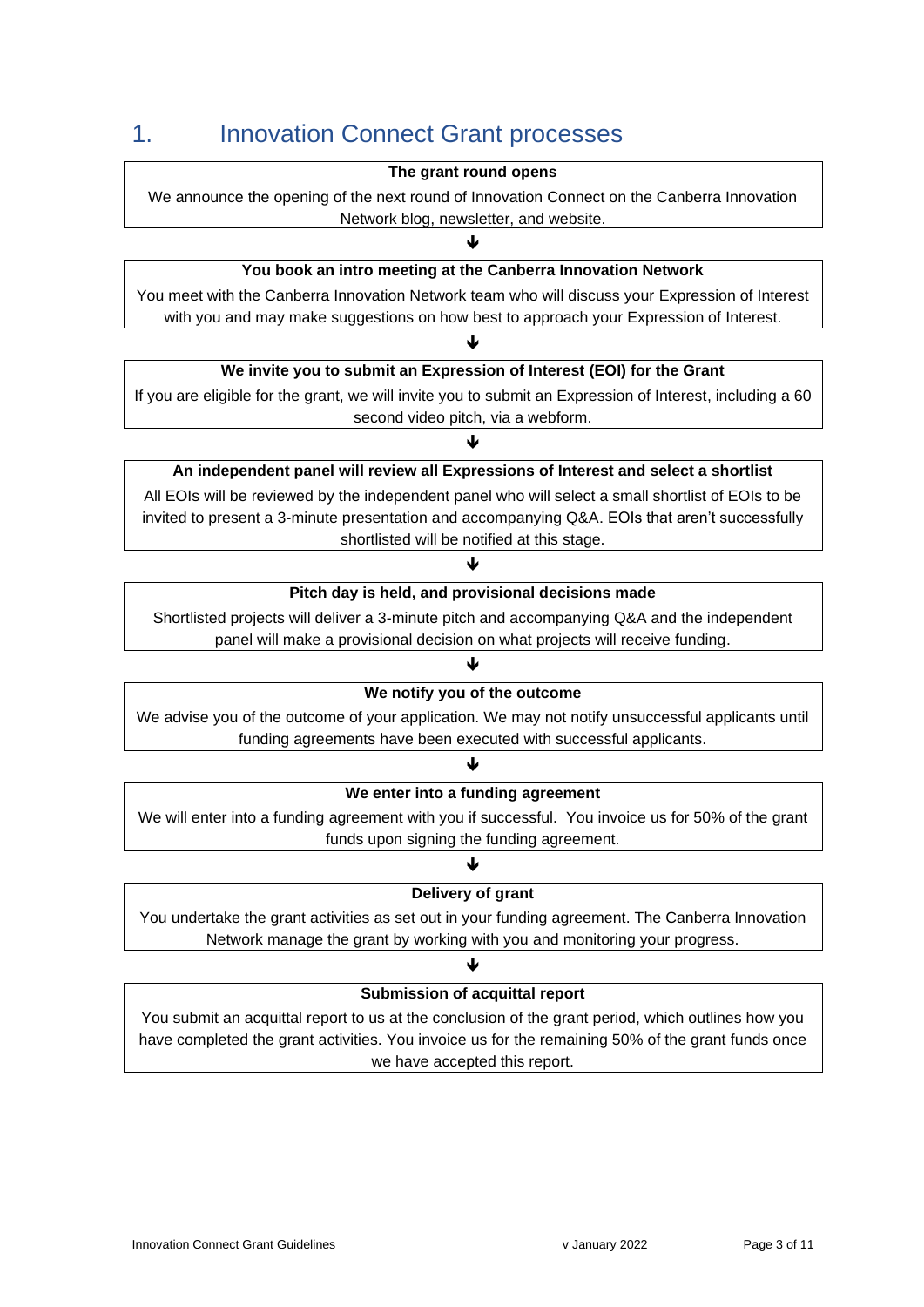# 1. Innovation Connect Grant processes

**The grant round opens**

We announce the opening of the next round of Innovation Connect on the Canberra Innovation Network blog, newsletter, and website.

↓

**You book an intro meeting at the Canberra Innovation Network**

You meet with the Canberra Innovation Network team who will discuss your Expression of Interest with you and may make suggestions on how best to approach your Expression of Interest.

↓

**We invite you to submit an Expression of Interest (EOI) for the Grant**

If you are eligible for the grant, we will invite you to submit an Expression of Interest, including a 60 second video pitch, via a webform.

↓

**An independent panel will review all Expressions of Interest and select a shortlist**

All EOIs will be reviewed by the independent panel who will select a small shortlist of EOIs to be invited to present a 3-minute presentation and accompanying Q&A. EOIs that aren't successfully shortlisted will be notified at this stage.

↓

**Pitch day is held, and provisional decisions made**

Shortlisted projects will deliver a 3-minute pitch and accompanying Q&A and the independent panel will make a provisional decision on what projects will receive funding.

↓

**We notify you of the outcome**

We advise you of the outcome of your application. We may not notify unsuccessful applicants until funding agreements have been executed with successful applicants.

↓

**We enter into a funding agreement**

We will enter into a funding agreement with you if successful. You invoice us for 50% of the grant funds upon signing the funding agreement.

↓

**Delivery of grant**

You undertake the grant activities as set out in your funding agreement. The Canberra Innovation Network manage the grant by working with you and monitoring your progress.

↓

**Submission of acquittal report**

You submit an acquittal report to us at the conclusion of the grant period, which outlines how you have completed the grant activities. You invoice us for the remaining 50% of the grant funds once we have accepted this report.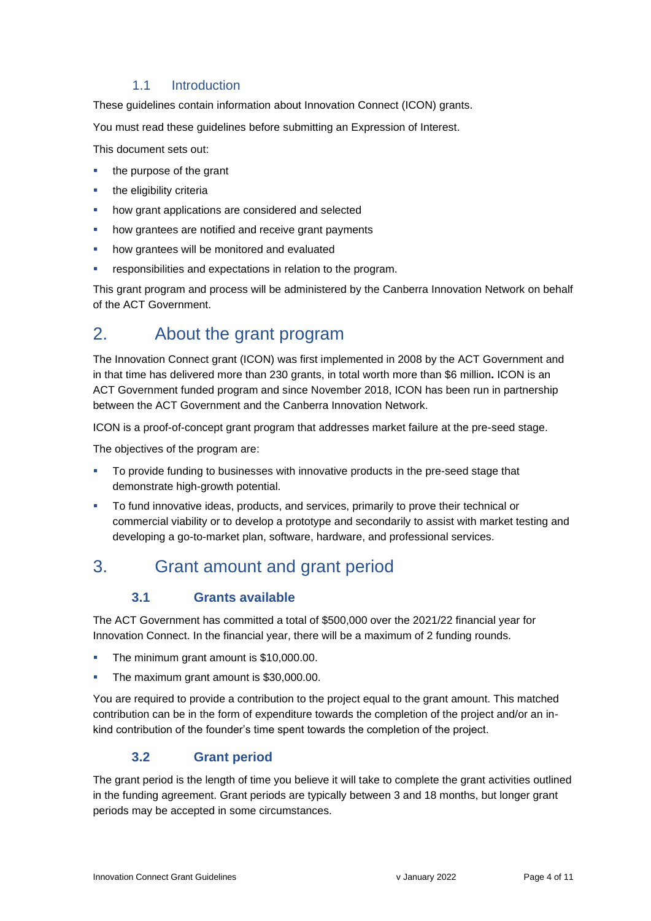### 1.1 Introduction

These guidelines contain information about Innovation Connect (ICON) grants.

You must read these guidelines before submitting an Expression of Interest.

This document sets out:

- the purpose of the grant
- the eligibility criteria
- how grant applications are considered and selected
- how grantees are notified and receive grant payments
- how grantees will be monitored and evaluated
- responsibilities and expectations in relation to the program.

This grant program and process will be administered by the Canberra Innovation Network on behalf of the ACT Government.

## 2. About the grant program

The Innovation Connect grant (ICON) was first implemented in 2008 by the ACT Government and in that time has delivered more than 230 grants, in total worth more than $6 million**.** ICON is an ACT Government funded program and since November 2018, ICON has been run in partnership between the ACT Government and the Canberra Innovation Network.

ICON is a proof-of-concept grant program that addresses market failure at the pre-seed stage.

The objectives of the program are:

- To provide funding to businesses with innovative products in the pre-seed stage that demonstrate high-growth potential.
- To fund innovative ideas, products, and services, primarily to prove their technical or commercial viability or to develop a prototype and secondarily to assist with market testing and developing a go-to-market plan, software, hardware, and professional services.

## 3. Grant amount and grant period

### 3.1 Grants available

The ACT Government has committed a total of $500,000 over the 2021/22 financial year for Innovation Connect. In the financial year, there will be a maximum of 2 funding rounds.

- The minimum grant amount is $10,000.00.
- The maximum grant amount is $30,000.00.

You are required to provide a contribution to the project equal to the grant amount. This matched contribution can be in the form of expenditure towards the completion of the project and/or an in-kind contribution of the founder's time spent towards the completion of the project.

### 3.2 Grant period

The grant period is the length of time you believe it will take to complete the grant activities outlined in the funding agreement. Grant periods are typically between 3 and 18 months, but longer grant periods may be accepted in some circumstances.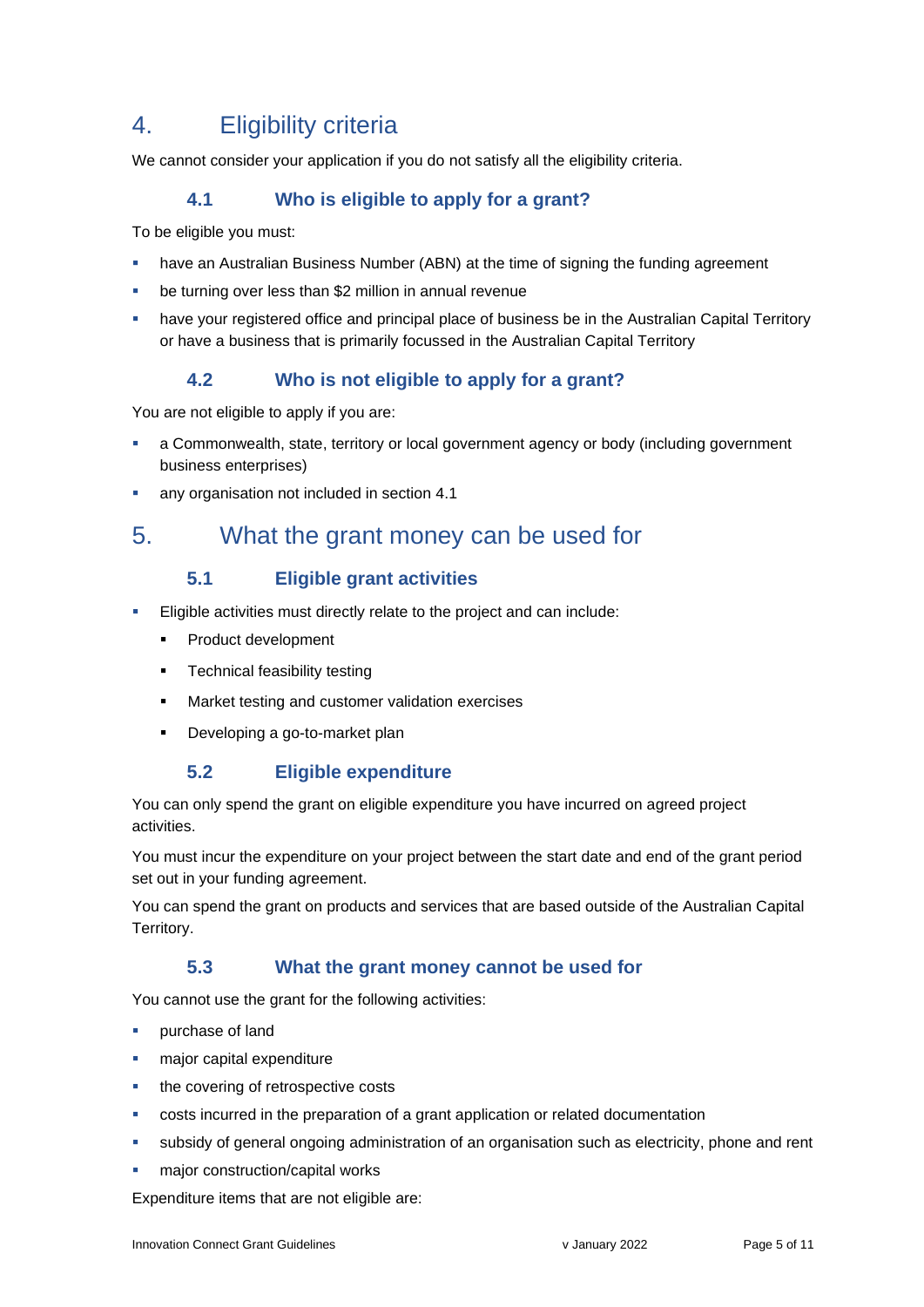# 4. Eligibility criteria

We cannot consider your application if you do not satisfy all the eligibility criteria.

## 4.1 Who is eligible to apply for a grant?

To be eligible you must:

- have an Australian Business Number (ABN) at the time of signing the funding agreement
- be turning over less than $2 million in annual revenue
- have your registered office and principal place of business be in the Australian Capital Territory or have a business that is primarily focussed in the Australian Capital Territory

## 4.2 Who is not eligible to apply for a grant?

You are not eligible to apply if you are:

- a Commonwealth, state, territory or local government agency or body (including government business enterprises)
- any organisation not included in section 4.1

# 5. What the grant money can be used for

## 5.1 Eligible grant activities

- Eligible activities must directly relate to the project and can include:
  - Product development
  - Technical feasibility testing
  - Market testing and customer validation exercises
  - Developing a go-to-market plan

## 5.2 Eligible expenditure

You can only spend the grant on eligible expenditure you have incurred on agreed project activities.

You must incur the expenditure on your project between the start date and end of the grant period set out in your funding agreement.

You can spend the grant on products and services that are based outside of the Australian Capital Territory.

## 5.3 What the grant money cannot be used for

You cannot use the grant for the following activities:

- purchase of land
- major capital expenditure
- the covering of retrospective costs
- costs incurred in the preparation of a grant application or related documentation
- subsidy of general ongoing administration of an organisation such as electricity, phone and rent
- major construction/capital works

Expenditure items that are not eligible are: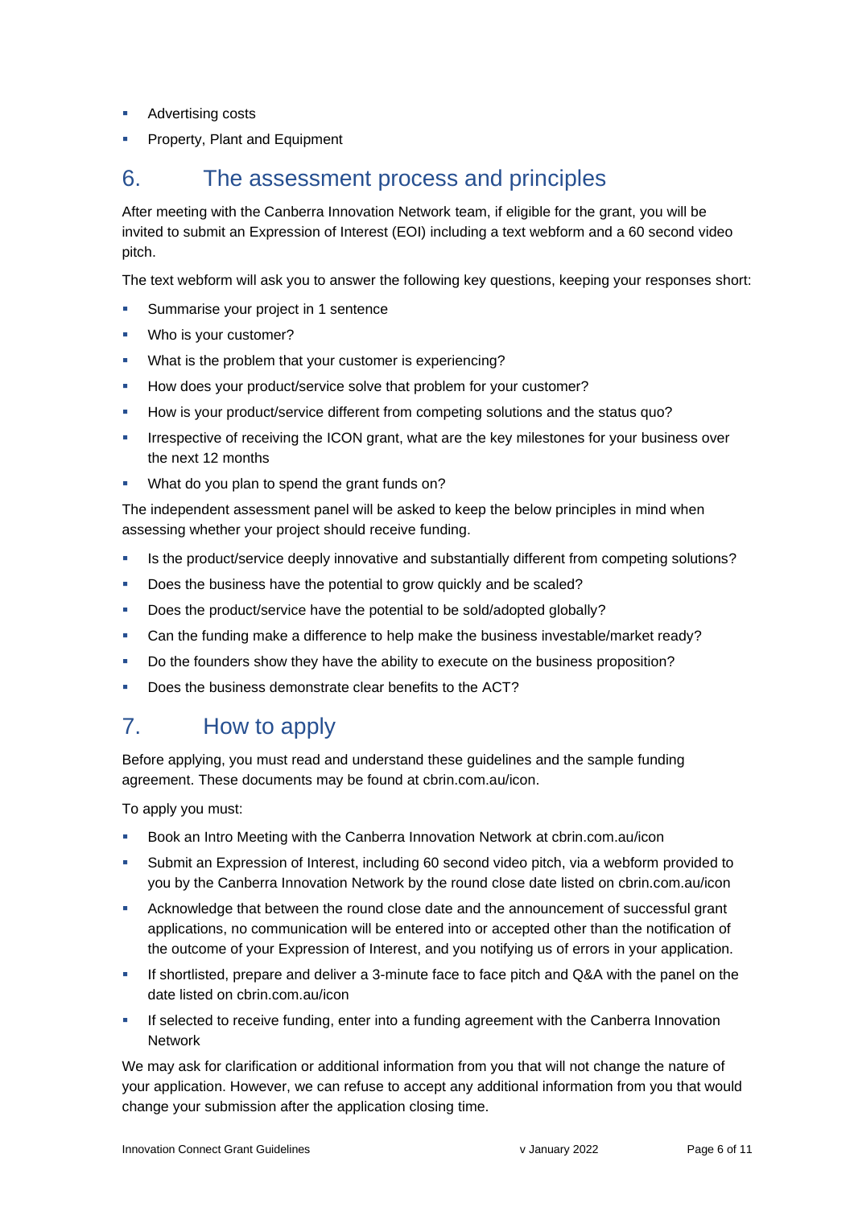- Advertising costs
- Property, Plant and Equipment

## 6. The assessment process and principles

After meeting with the Canberra Innovation Network team, if eligible for the grant, you will be invited to submit an Expression of Interest (EOI) including a text webform and a 60 second video pitch.

The text webform will ask you to answer the following key questions, keeping your responses short:

- Summarise your project in 1 sentence
- Who is your customer?
- What is the problem that your customer is experiencing?
- How does your product/service solve that problem for your customer?
- How is your product/service different from competing solutions and the status quo?
- Irrespective of receiving the ICON grant, what are the key milestones for your business over the next 12 months
- What do you plan to spend the grant funds on?

The independent assessment panel will be asked to keep the below principles in mind when assessing whether your project should receive funding.

- Is the product/service deeply innovative and substantially different from competing solutions?
- Does the business have the potential to grow quickly and be scaled?
- Does the product/service have the potential to be sold/adopted globally?
- Can the funding make a difference to help make the business investable/market ready?
- Do the founders show they have the ability to execute on the business proposition?
- Does the business demonstrate clear benefits to the ACT?

## 7. How to apply

Before applying, you must read and understand these guidelines and the sample funding agreement. These documents may be found at cbrin.com.au/icon.

To apply you must:

- Book an Intro Meeting with the Canberra Innovation Network at cbrin.com.au/icon
- Submit an Expression of Interest, including 60 second video pitch, via a webform provided to you by the Canberra Innovation Network by the round close date listed on cbrin.com.au/icon
- Acknowledge that between the round close date and the announcement of successful grant applications, no communication will be entered into or accepted other than the notification of the outcome of your Expression of Interest, and you notifying us of errors in your application.
- If shortlisted, prepare and deliver a 3-minute face to face pitch and Q&A with the panel on the date listed on cbrin.com.au/icon
- If selected to receive funding, enter into a funding agreement with the Canberra Innovation Network

We may ask for clarification or additional information from you that will not change the nature of your application. However, we can refuse to accept any additional information from you that would change your submission after the application closing time.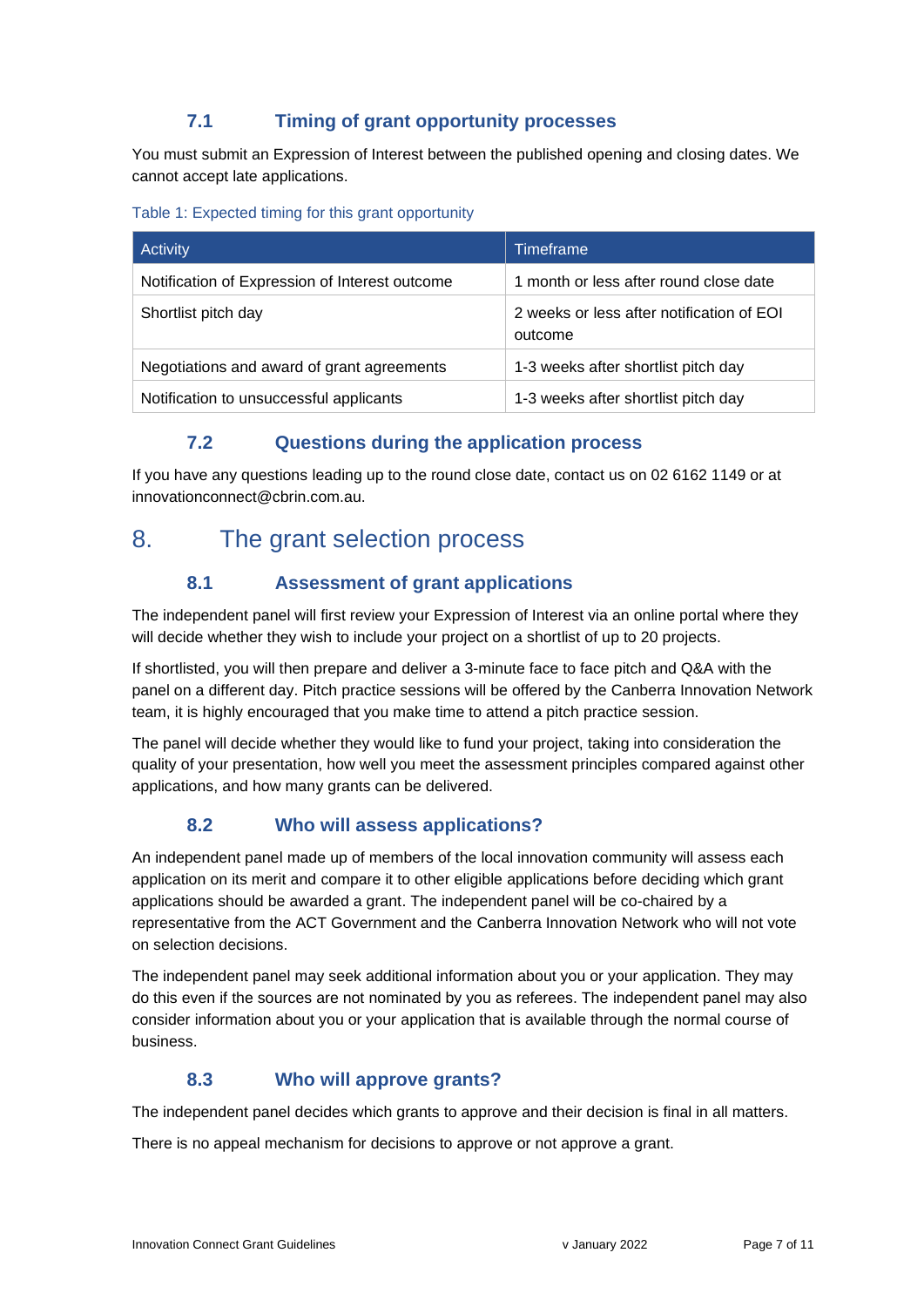### 7.1 Timing of grant opportunity processes

You must submit an Expression of Interest between the published opening and closing dates. We cannot accept late applications.

Table 1: Expected timing for this grant opportunity

| Activity | Timeframe |
| --- | --- |
| Notification of Expression of Interest outcome | 1 month or less after round close date |
| Shortlist pitch day | 2 weeks or less after notification of EOI outcome |
| Negotiations and award of grant agreements | 1-3 weeks after shortlist pitch day |
| Notification to unsuccessful applicants | 1-3 weeks after shortlist pitch day |

### 7.2 Questions during the application process

If you have any questions leading up to the round close date, contact us on 02 6162 1149 or at innovationconnect@cbrin.com.au.

## 8. The grant selection process

### 8.1 Assessment of grant applications

The independent panel will first review your Expression of Interest via an online portal where they will decide whether they wish to include your project on a shortlist of up to 20 projects.

If shortlisted, you will then prepare and deliver a 3-minute face to face pitch and Q&A with the panel on a different day. Pitch practice sessions will be offered by the Canberra Innovation Network team, it is highly encouraged that you make time to attend a pitch practice session.

The panel will decide whether they would like to fund your project, taking into consideration the quality of your presentation, how well you meet the assessment principles compared against other applications, and how many grants can be delivered.

### 8.2 Who will assess applications?

An independent panel made up of members of the local innovation community will assess each application on its merit and compare it to other eligible applications before deciding which grant applications should be awarded a grant. The independent panel will be co-chaired by a representative from the ACT Government and the Canberra Innovation Network who will not vote on selection decisions.

The independent panel may seek additional information about you or your application. They may do this even if the sources are not nominated by you as referees. The independent panel may also consider information about you or your application that is available through the normal course of business.

### 8.3 Who will approve grants?

The independent panel decides which grants to approve and their decision is final in all matters.

There is no appeal mechanism for decisions to approve or not approve a grant.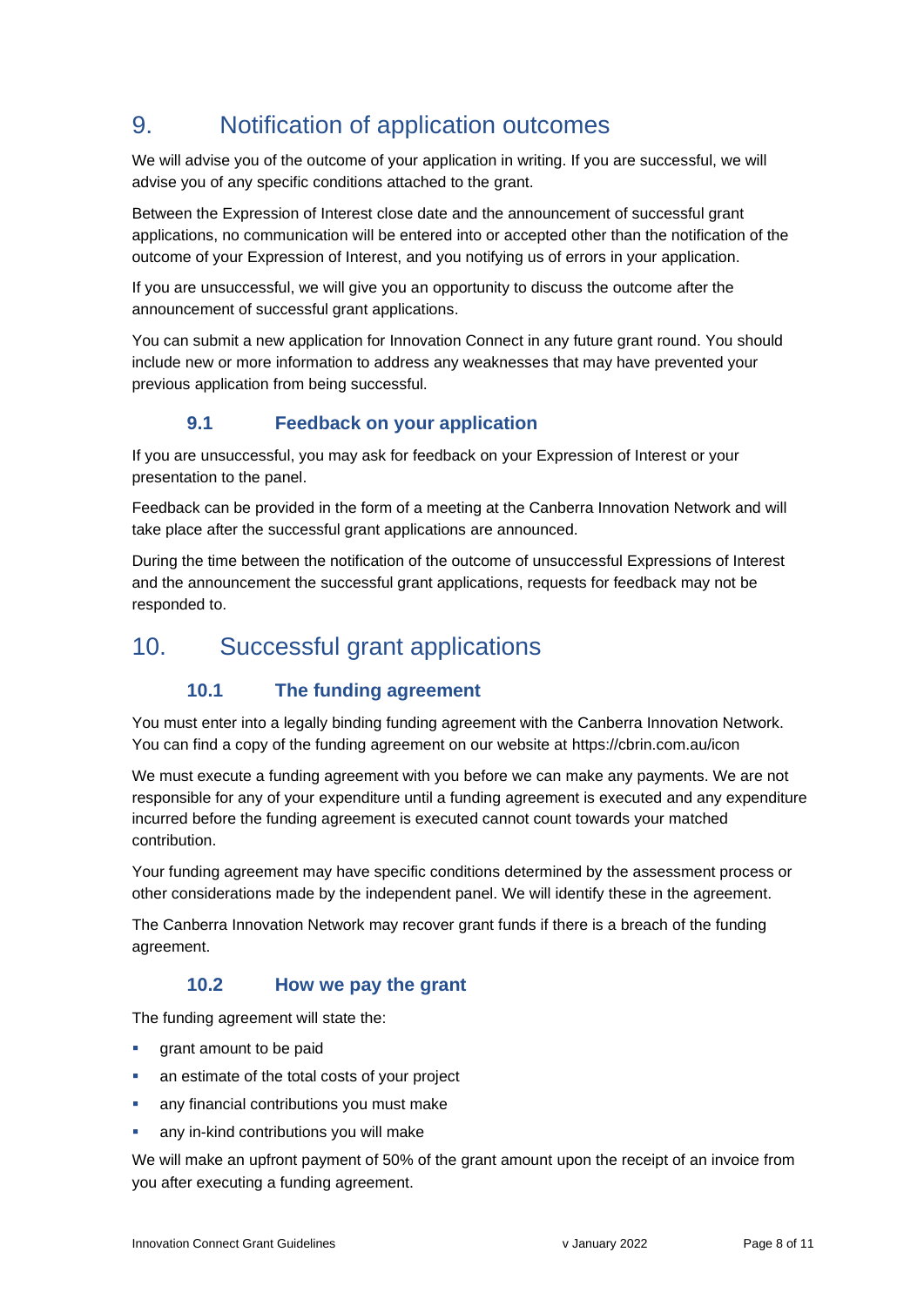# 9. Notification of application outcomes

We will advise you of the outcome of your application in writing. If you are successful, we will advise you of any specific conditions attached to the grant.

Between the Expression of Interest close date and the announcement of successful grant applications, no communication will be entered into or accepted other than the notification of the outcome of your Expression of Interest, and you notifying us of errors in your application.

If you are unsuccessful, we will give you an opportunity to discuss the outcome after the announcement of successful grant applications.

You can submit a new application for Innovation Connect in any future grant round. You should include new or more information to address any weaknesses that may have prevented your previous application from being successful.

## 9.1 Feedback on your application

If you are unsuccessful, you may ask for feedback on your Expression of Interest or your presentation to the panel.

Feedback can be provided in the form of a meeting at the Canberra Innovation Network and will take place after the successful grant applications are announced.

During the time between the notification of the outcome of unsuccessful Expressions of Interest and the announcement the successful grant applications, requests for feedback may not be responded to.

# 10. Successful grant applications

## 10.1 The funding agreement

You must enter into a legally binding funding agreement with the Canberra Innovation Network. You can find a copy of the funding agreement on our website at https://cbrin.com.au/icon

We must execute a funding agreement with you before we can make any payments. We are not responsible for any of your expenditure until a funding agreement is executed and any expenditure incurred before the funding agreement is executed cannot count towards your matched contribution.

Your funding agreement may have specific conditions determined by the assessment process or other considerations made by the independent panel. We will identify these in the agreement.

The Canberra Innovation Network may recover grant funds if there is a breach of the funding agreement.

## 10.2 How we pay the grant

The funding agreement will state the:

- grant amount to be paid
- an estimate of the total costs of your project
- any financial contributions you must make
- any in-kind contributions you will make

We will make an upfront payment of 50% of the grant amount upon the receipt of an invoice from you after executing a funding agreement.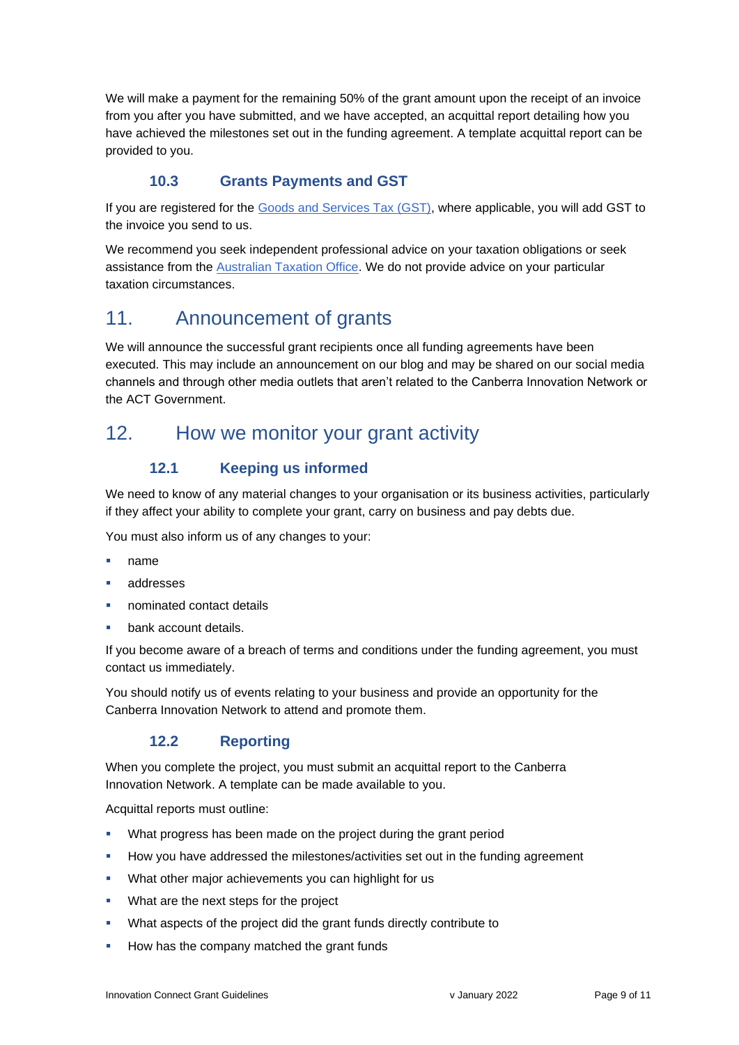We will make a payment for the remaining 50% of the grant amount upon the receipt of an invoice from you after you have submitted, and we have accepted, an acquittal report detailing how you have achieved the milestones set out in the funding agreement. A template acquittal report can be provided to you.

### 10.3 Grants Payments and GST

If you are registered for the Goods and Services Tax (GST), where applicable, you will add GST to the invoice you send to us.

We recommend you seek independent professional advice on your taxation obligations or seek assistance from the Australian Taxation Office. We do not provide advice on your particular taxation circumstances.

## 11. Announcement of grants

We will announce the successful grant recipients once all funding agreements have been executed. This may include an announcement on our blog and may be shared on our social media channels and through other media outlets that aren't related to the Canberra Innovation Network or the ACT Government.

## 12. How we monitor your grant activity

### 12.1 Keeping us informed

We need to know of any material changes to your organisation or its business activities, particularly if they affect your ability to complete your grant, carry on business and pay debts due.

You must also inform us of any changes to your:

- name
- addresses
- nominated contact details
- bank account details.

If you become aware of a breach of terms and conditions under the funding agreement, you must contact us immediately.

You should notify us of events relating to your business and provide an opportunity for the Canberra Innovation Network to attend and promote them.

### 12.2 Reporting

When you complete the project, you must submit an acquittal report to the Canberra Innovation Network. A template can be made available to you.

Acquittal reports must outline:

- What progress has been made on the project during the grant period
- How you have addressed the milestones/activities set out in the funding agreement
- What other major achievements you can highlight for us
- What are the next steps for the project
- What aspects of the project did the grant funds directly contribute to
- How has the company matched the grant funds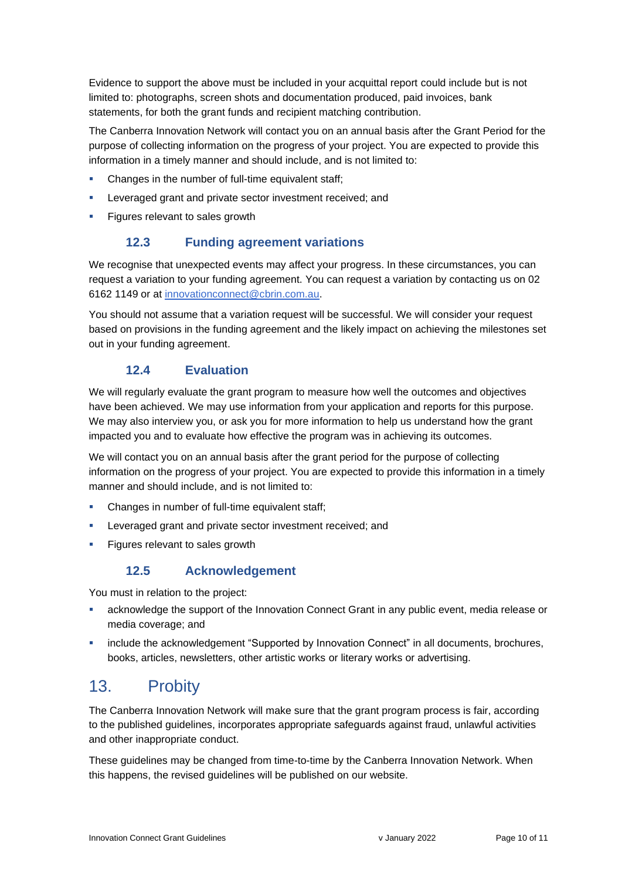Evidence to support the above must be included in your acquittal report could include but is not limited to: photographs, screen shots and documentation produced, paid invoices, bank statements, for both the grant funds and recipient matching contribution.

The Canberra Innovation Network will contact you on an annual basis after the Grant Period for the purpose of collecting information on the progress of your project. You are expected to provide this information in a timely manner and should include, and is not limited to:

- Changes in the number of full-time equivalent staff;
- Leveraged grant and private sector investment received; and
- Figures relevant to sales growth

### 12.3 Funding agreement variations

We recognise that unexpected events may affect your progress. In these circumstances, you can request a variation to your funding agreement. You can request a variation by contacting us on 02 6162 1149 or at innovationconnect@cbrin.com.au.

You should not assume that a variation request will be successful. We will consider your request based on provisions in the funding agreement and the likely impact on achieving the milestones set out in your funding agreement.

### 12.4 Evaluation

We will regularly evaluate the grant program to measure how well the outcomes and objectives have been achieved. We may use information from your application and reports for this purpose. We may also interview you, or ask you for more information to help us understand how the grant impacted you and to evaluate how effective the program was in achieving its outcomes.

We will contact you on an annual basis after the grant period for the purpose of collecting information on the progress of your project. You are expected to provide this information in a timely manner and should include, and is not limited to:

- Changes in number of full-time equivalent staff;
- Leveraged grant and private sector investment received; and
- Figures relevant to sales growth

### 12.5 Acknowledgement

You must in relation to the project:

- acknowledge the support of the Innovation Connect Grant in any public event, media release or media coverage; and
- include the acknowledgement “Supported by Innovation Connect” in all documents, brochures, books, articles, newsletters, other artistic works or literary works or advertising.

## 13. Probity

The Canberra Innovation Network will make sure that the grant program process is fair, according to the published guidelines, incorporates appropriate safeguards against fraud, unlawful activities and other inappropriate conduct.

These guidelines may be changed from time-to-time by the Canberra Innovation Network. When this happens, the revised guidelines will be published on our website.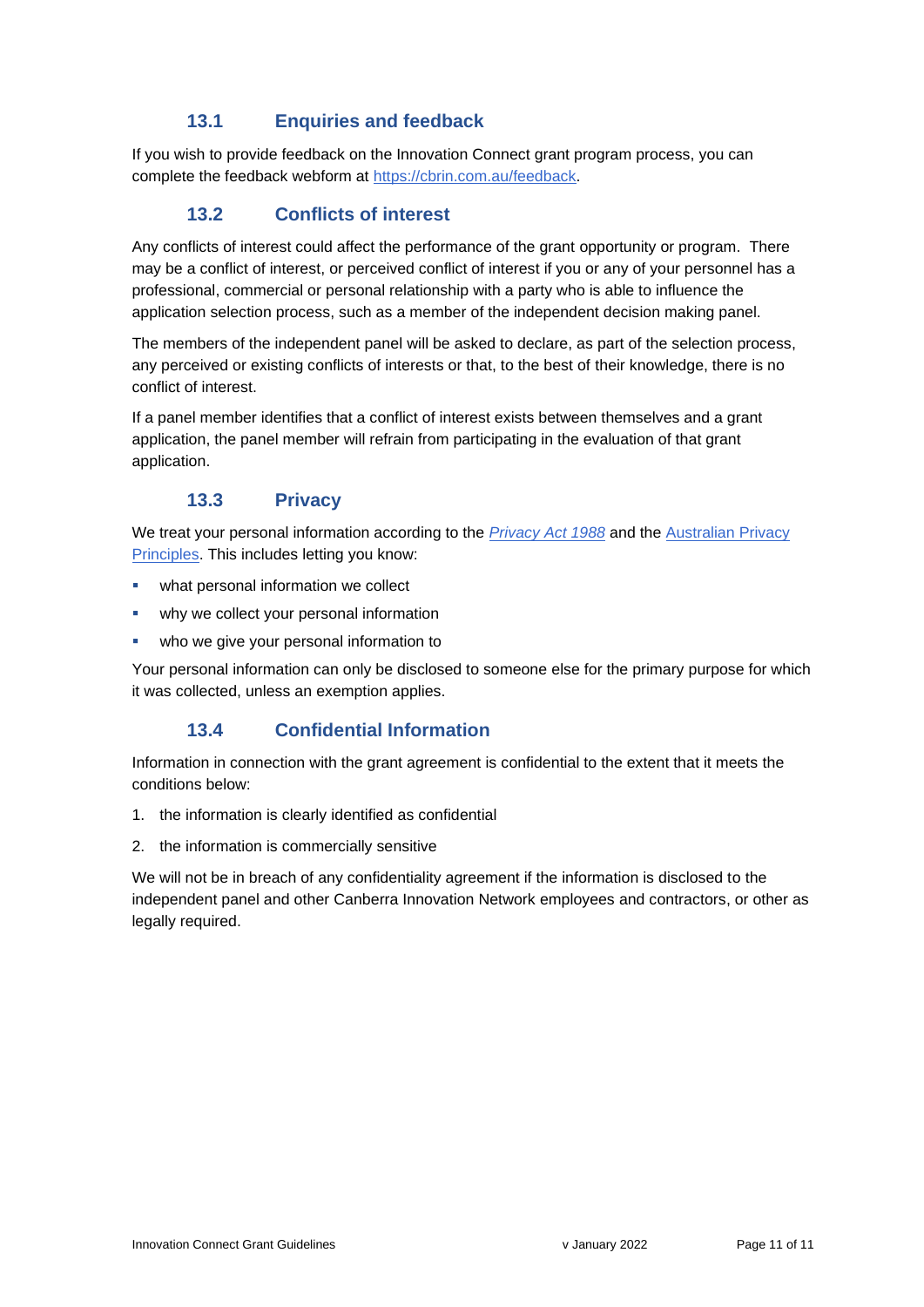### 13.1 Enquiries and feedback

If you wish to provide feedback on the Innovation Connect grant program process, you can complete the feedback webform at [https://cbrin.com.au/feedback](https://cbrin.com.au/feedback).

### 13.2 Conflicts of interest

Any conflicts of interest could affect the performance of the grant opportunity or program. There may be a conflict of interest, or perceived conflict of interest if you or any of your personnel has a professional, commercial or personal relationship with a party who is able to influence the application selection process, such as a member of the independent decision making panel.

The members of the independent panel will be asked to declare, as part of the selection process, any perceived or existing conflicts of interests or that, to the best of their knowledge, there is no conflict of interest.

If a panel member identifies that a conflict of interest exists between themselves and a grant application, the panel member will refrain from participating in the evaluation of that grant application.

### 13.3 Privacy

We treat your personal information according to the *Privacy Act 1988* and the Australian Privacy Principles. This includes letting you know:

- what personal information we collect
- why we collect your personal information
- who we give your personal information to

Your personal information can only be disclosed to someone else for the primary purpose for which it was collected, unless an exemption applies.

### 13.4 Confidential Information

Information in connection with the grant agreement is confidential to the extent that it meets the conditions below:

1. the information is clearly identified as confidential
2. the information is commercially sensitive

We will not be in breach of any confidentiality agreement if the information is disclosed to the independent panel and other Canberra Innovation Network employees and contractors, or other as legally required.